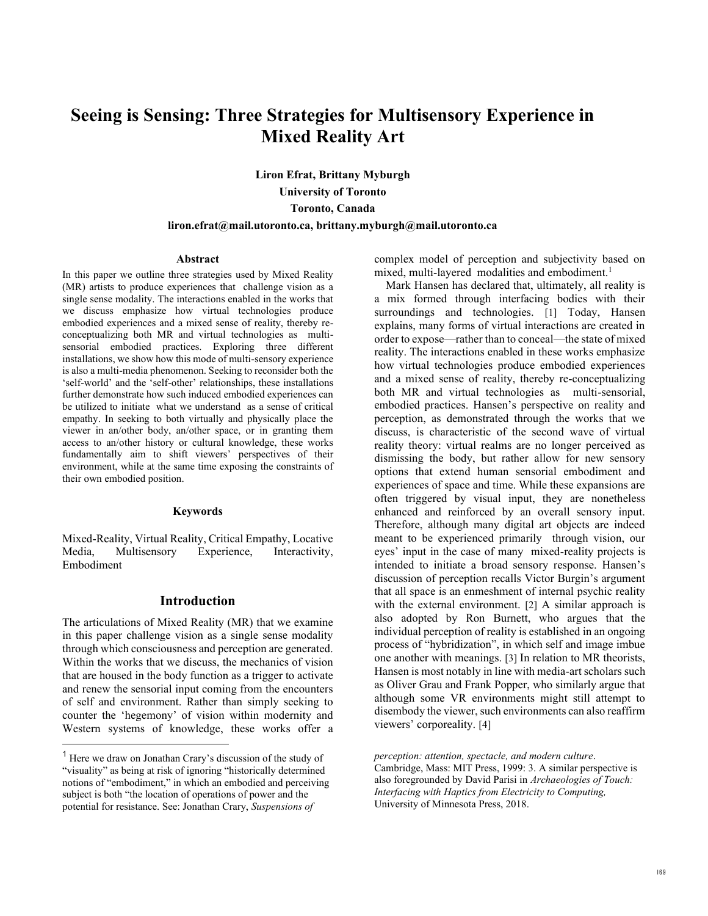# Seeing is Sensing: Three Strategies for Multisensory Experience in Mixed Reality Art

**Liron Efrat, Brittany Myburgh**
**University of Toronto**
**Toronto, Canada**
**liron.efrat@mail.utoronto.ca, brittany.myburgh@mail.utoronto.ca**

### Abstract

In this paper we outline three strategies used by Mixed Reality (MR) artists to produce experiences that challenge vision as a single sense modality. The interactions enabled in the works that we discuss emphasize how virtual technologies produce embodied experiences and a mixed sense of reality, thereby re-conceptualizing both MR and virtual technologies as multi-sensorial embodied practices. Exploring three different installations, we show how this mode of multi-sensory experience is also a multi-media phenomenon. Seeking to reconsider both the 'self-world' and the 'self-other' relationships, these installations further demonstrate how such induced embodied experiences can be utilized to initiate what we understand as a sense of critical empathy. In seeking to both virtually and physically place the viewer in an/other body, an/other space, or in granting them access to an/other history or cultural knowledge, these works fundamentally aim to shift viewers' perspectives of their environment, while at the same time exposing the constraints of their own embodied position.

### Keywords

Mixed-Reality, Virtual Reality, Critical Empathy, Locative Media, Multisensory Experience, Interactivity, Embodiment

## Introduction

The articulations of Mixed Reality (MR) that we examine in this paper challenge vision as a single sense modality through which consciousness and perception are generated. Within the works that we discuss, the mechanics of vision that are housed in the body function as a trigger to activate and renew the sensorial input coming from the encounters of self and environment. Rather than simply seeking to counter the 'hegemony' of vision within modernity and Western systems of knowledge, these works offer a complex model of perception and subjectivity based on mixed, multi-layered modalities and embodiment.[1]

Mark Hansen has declared that, ultimately, all reality is a mix formed through interfacing bodies with their surroundings and technologies. [1] Today, Hansen explains, many forms of virtual interactions are created in order to expose—rather than to conceal—the state of mixed reality. The interactions enabled in these works emphasize how virtual technologies produce embodied experiences and a mixed sense of reality, thereby re-conceptualizing both MR and virtual technologies as multi-sensorial, embodied practices. Hansen's perspective on reality and perception, as demonstrated through the works that we discuss, is characteristic of the second wave of virtual reality theory: virtual realms are no longer perceived as dismissing the body, but rather allow for new sensory options that extend human sensorial embodiment and experiences of space and time. While these expansions are often triggered by visual input, they are nonetheless enhanced and reinforced by an overall sensory input. Therefore, although many digital art objects are indeed meant to be experienced primarily through vision, our eyes' input in the case of many mixed-reality projects is intended to initiate a broad sensory response. Hansen's discussion of perception recalls Victor Burgin's argument that all space is an enmeshment of internal psychic reality with the external environment. [2] A similar approach is also adopted by Ron Burnett, who argues that the individual perception of reality is established in an ongoing process of "hybridization", in which self and image imbue one another with meanings. [3] In relation to MR theorists, Hansen is most notably in line with media-art scholars such as Oliver Grau and Frank Popper, who similarly argue that although some VR environments might still attempt to disembody the viewer, such environments can also reaffirm viewers' corporeality. [4]

---

[1] Here we draw on Jonathan Crary's discussion of the study of "visuality" as being at risk of ignoring "historically determined notions of "embodiment," in which an embodied and perceiving subject is both "the location of operations of power and the potential for resistance. See: Jonathan Crary, *Suspensions of perception: attention, spectacle, and modern culture*. Cambridge, Mass: MIT Press, 1999: 3. A similar perspective is also foregrounded by David Parisi in *Archaeologies of Touch: Interfacing with Haptics from Electricity to Computing,* University of Minnesota Press, 2018.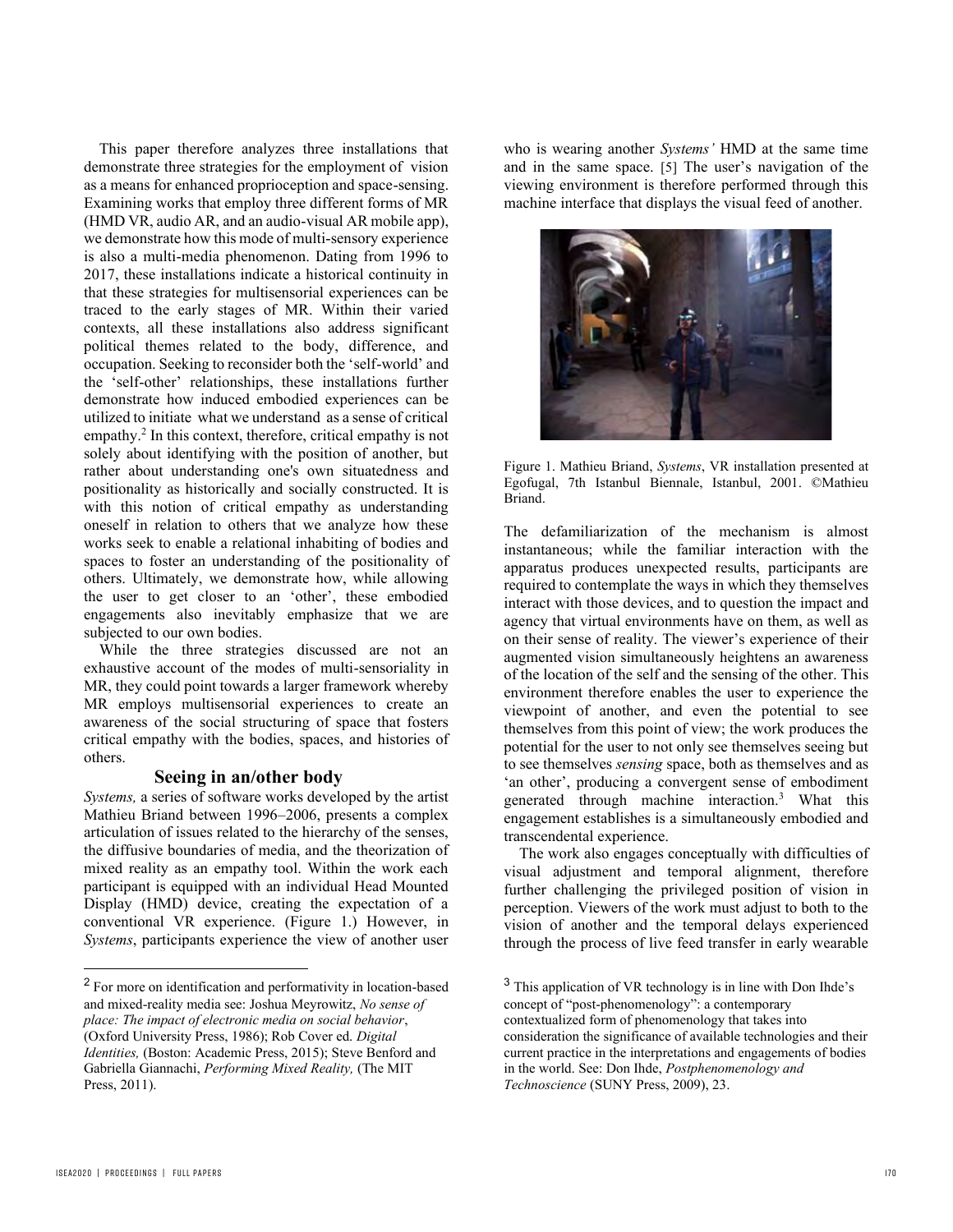This paper therefore analyzes three installations that demonstrate three strategies for the employment of vision as a means for enhanced proprioception and space-sensing. Examining works that employ three different forms of MR (HMD VR, audio AR, and an audio-visual AR mobile app), we demonstrate how this mode of multi-sensory experience is also a multi-media phenomenon. Dating from 1996 to 2017, these installations indicate a historical continuity in that these strategies for multisensorial experiences can be traced to the early stages of MR. Within their varied contexts, all these installations also address significant political themes related to the body, difference, and occupation. Seeking to reconsider both the 'self-world' and the 'self-other' relationships, these installations further demonstrate how induced embodied experiences can be utilized to initiate what we understand as a sense of critical empathy.[2] In this context, therefore, critical empathy is not solely about identifying with the position of another, but rather about understanding one's own situatedness and positionality as historically and socially constructed. It is with this notion of critical empathy as understanding oneself in relation to others that we analyze how these works seek to enable a relational inhabiting of bodies and spaces to foster an understanding of the positionality of others. Ultimately, we demonstrate how, while allowing the user to get closer to an 'other', these embodied engagements also inevitably emphasize that we are subjected to our own bodies.

While the three strategies discussed are not an exhaustive account of the modes of multi-sensoriality in MR, they could point towards a larger framework whereby MR employs multisensorial experiences to create an awareness of the social structuring of space that fosters critical empathy with the bodies, spaces, and histories of others.

## Seeing in an/other body

*Systems,* a series of software works developed by the artist Mathieu Briand between 1996–2006, presents a complex articulation of issues related to the hierarchy of the senses, the diffusive boundaries of media, and the theorization of mixed reality as an empathy tool. Within the work each participant is equipped with an individual Head Mounted Display (HMD) device, creating the expectation of a conventional VR experience. (Figure 1.) However, in *Systems*, participants experience the view of another user who is wearing another *Systems'* HMD at the same time and in the same space. [5] The user's navigation of the viewing environment is therefore performed through this machine interface that displays the visual feed of another.

Figure 1. Mathieu Briand, *Systems*, VR installation presented at Egofugal, 7th Istanbul Biennale, Istanbul, 2001. ©Mathieu Briand.

The defamiliarization of the mechanism is almost instantaneous; while the familiar interaction with the apparatus produces unexpected results, participants are required to contemplate the ways in which they themselves interact with those devices, and to question the impact and agency that virtual environments have on them, as well as on their sense of reality. The viewer's experience of their augmented vision simultaneously heightens an awareness of the location of the self and the sensing of the other. This environment therefore enables the user to experience the viewpoint of another, and even the potential to see themselves from this point of view; the work produces the potential for the user to not only see themselves seeing but to see themselves *sensing* space, both as themselves and as 'an other', producing a convergent sense of embodiment generated through machine interaction.[3] What this engagement establishes is a simultaneously embodied and transcendental experience.

The work also engages conceptually with difficulties of visual adjustment and temporal alignment, therefore further challenging the privileged position of vision in perception. Viewers of the work must adjust to both to the vision of another and the temporal delays experienced through the process of live feed transfer in early wearable

---

[2] For more on identification and performativity in location-based and mixed-reality media see: Joshua Meyrowitz, *No sense of place: The impact of electronic media on social behavior*, (Oxford University Press, 1986); Rob Cover ed. *Digital Identities,* (Boston: Academic Press, 2015); Steve Benford and Gabriella Giannachi, *Performing Mixed Reality,* (The MIT Press, 2011).

[3] This application of VR technology is in line with Don Ihde's concept of "post-phenomenology": a contemporary contextualized form of phenomenology that takes into consideration the significance of available technologies and their current practice in the interpretations and engagements of bodies in the world. See: Don Ihde, *Postphenomenology and Technoscience* (SUNY Press, 2009), 23.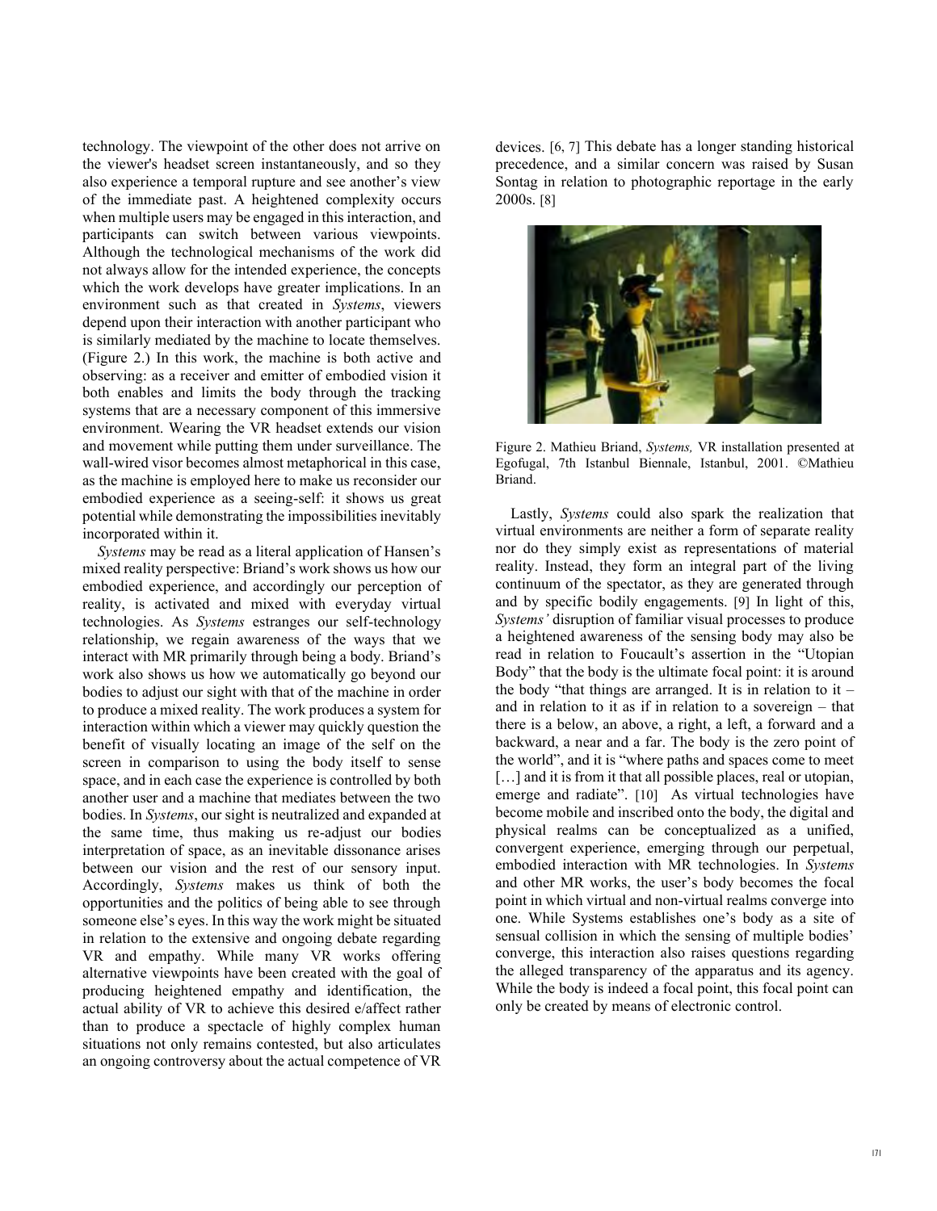technology. The viewpoint of the other does not arrive on the viewer's headset screen instantaneously, and so they also experience a temporal rupture and see another's view of the immediate past. A heightened complexity occurs when multiple users may be engaged in this interaction, and participants can switch between various viewpoints. Although the technological mechanisms of the work did not always allow for the intended experience, the concepts which the work develops have greater implications. In an environment such as that created in *Systems*, viewers depend upon their interaction with another participant who is similarly mediated by the machine to locate themselves. (Figure 2.) In this work, the machine is both active and observing: as a receiver and emitter of embodied vision it both enables and limits the body through the tracking systems that are a necessary component of this immersive environment. Wearing the VR headset extends our vision and movement while putting them under surveillance. The wall-wired visor becomes almost metaphorical in this case, as the machine is employed here to make us reconsider our embodied experience as a seeing-self: it shows us great potential while demonstrating the impossibilities inevitably incorporated within it.

*Systems* may be read as a literal application of Hansen's mixed reality perspective: Briand's work shows us how our embodied experience, and accordingly our perception of reality, is activated and mixed with everyday virtual technologies. As *Systems* estranges our self-technology relationship, we regain awareness of the ways that we interact with MR primarily through being a body. Briand's work also shows us how we automatically go beyond our bodies to adjust our sight with that of the machine in order to produce a mixed reality. The work produces a system for interaction within which a viewer may quickly question the benefit of visually locating an image of the self on the screen in comparison to using the body itself to sense space, and in each case the experience is controlled by both another user and a machine that mediates between the two bodies. In *Systems*, our sight is neutralized and expanded at the same time, thus making us re-adjust our bodies interpretation of space, as an inevitable dissonance arises between our vision and the rest of our sensory input. Accordingly, *Systems* makes us think of both the opportunities and the politics of being able to see through someone else's eyes. In this way the work might be situated in relation to the extensive and ongoing debate regarding VR and empathy. While many VR works offering alternative viewpoints have been created with the goal of producing heightened empathy and identification, the actual ability of VR to achieve this desired e/affect rather than to produce a spectacle of highly complex human situations not only remains contested, but also articulates an ongoing controversy about the actual competence of VR devices. [6, 7] This debate has a longer standing historical precedence, and a similar concern was raised by Susan Sontag in relation to photographic reportage in the early 2000s. [8]

Figure 2. Mathieu Briand, *Systems,* VR installation presented at Egofugal, 7th Istanbul Biennale, Istanbul, 2001. ©Mathieu Briand.

Lastly, *Systems* could also spark the realization that virtual environments are neither a form of separate reality nor do they simply exist as representations of material reality. Instead, they form an integral part of the living continuum of the spectator, as they are generated through and by specific bodily engagements. [9] In light of this, *Systems'* disruption of familiar visual processes to produce a heightened awareness of the sensing body may also be read in relation to Foucault's assertion in the "Utopian Body" that the body is the ultimate focal point: it is around the body "that things are arranged. It is in relation to it – and in relation to it as if in relation to a sovereign – that there is a below, an above, a right, a left, a forward and a backward, a near and a far. The body is the zero point of the world", and it is "where paths and spaces come to meet […] and it is from it that all possible places, real or utopian, emerge and radiate". [10] As virtual technologies have become mobile and inscribed onto the body, the digital and physical realms can be conceptualized as a unified, convergent experience, emerging through our perpetual, embodied interaction with MR technologies. In *Systems* and other MR works, the user's body becomes the focal point in which virtual and non-virtual realms converge into one. While Systems establishes one's body as a site of sensual collision in which the sensing of multiple bodies' converge, this interaction also raises questions regarding the alleged transparency of the apparatus and its agency. While the body is indeed a focal point, this focal point can only be created by means of electronic control.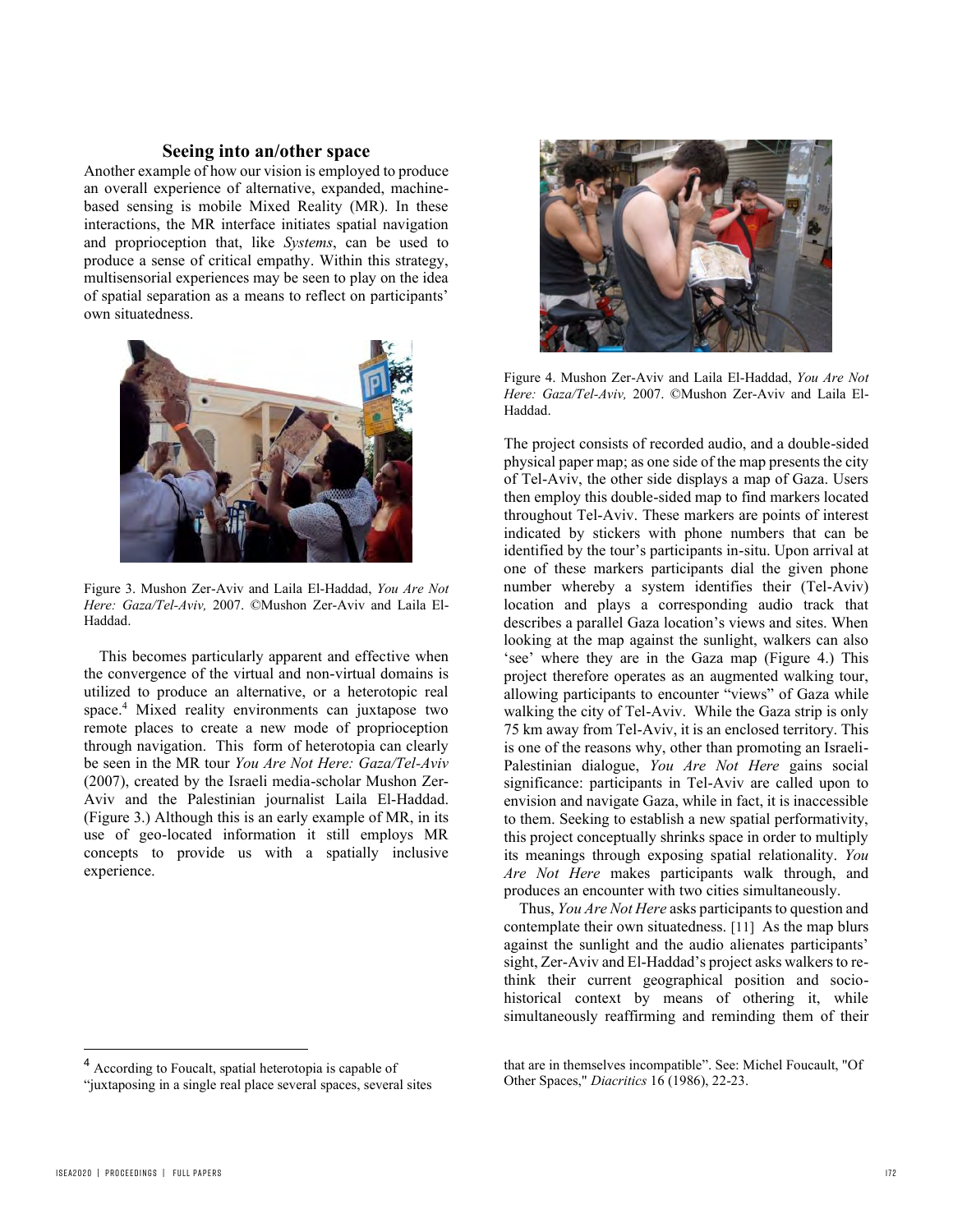## Seeing into an/other space

Another example of how our vision is employed to produce an overall experience of alternative, expanded, machine-based sensing is mobile Mixed Reality (MR). In these interactions, the MR interface initiates spatial navigation and proprioception that, like *Systems*, can be used to produce a sense of critical empathy. Within this strategy, multisensorial experiences may be seen to play on the idea of spatial separation as a means to reflect on participants' own situatedness.

Figure 3. Mushon Zer-Aviv and Laila El-Haddad, *You Are Not Here: Gaza/Tel-Aviv,* 2007. ©Mushon Zer-Aviv and Laila El-Haddad.

This becomes particularly apparent and effective when the convergence of the virtual and non-virtual domains is utilized to produce an alternative, or a heterotopic real space.[4] Mixed reality environments can juxtapose two remote places to create a new mode of proprioception through navigation. This form of heterotopia can clearly be seen in the MR tour *You Are Not Here: Gaza/Tel-Aviv* (2007), created by the Israeli media-scholar Mushon Zer-Aviv and the Palestinian journalist Laila El-Haddad. (Figure 3.) Although this is an early example of MR, in its use of geo-located information it still employs MR concepts to provide us with a spatially inclusive experience.

Figure 4. Mushon Zer-Aviv and Laila El-Haddad, *You Are Not Here: Gaza/Tel-Aviv,* 2007. ©Mushon Zer-Aviv and Laila El-Haddad.

The project consists of recorded audio, and a double-sided physical paper map; as one side of the map presents the city of Tel-Aviv, the other side displays a map of Gaza. Users then employ this double-sided map to find markers located throughout Tel-Aviv. These markers are points of interest indicated by stickers with phone numbers that can be identified by the tour's participants in-situ. Upon arrival at one of these markers participants dial the given phone number whereby a system identifies their (Tel-Aviv) location and plays a corresponding audio track that describes a parallel Gaza location's views and sites. When looking at the map against the sunlight, walkers can also 'see' where they are in the Gaza map (Figure 4.) This project therefore operates as an augmented walking tour, allowing participants to encounter "views" of Gaza while walking the city of Tel-Aviv. While the Gaza strip is only 75 km away from Tel-Aviv, it is an enclosed territory. This is one of the reasons why, other than promoting an Israeli-Palestinian dialogue, *You Are Not Here* gains social significance: participants in Tel-Aviv are called upon to envision and navigate Gaza, while in fact, it is inaccessible to them. Seeking to establish a new spatial performativity, this project conceptually shrinks space in order to multiply its meanings through exposing spatial relationality. *You Are Not Here* makes participants walk through, and produces an encounter with two cities simultaneously.

Thus, *You Are Not Here* asks participants to question and contemplate their own situatedness. [11] As the map blurs against the sunlight and the audio alienates participants' sight, Zer-Aviv and El-Haddad's project asks walkers to re-think their current geographical position and socio-historical context by means of othering it, while simultaneously reaffirming and reminding them of their

---

[4] According to Foucalt, spatial heterotopia is capable of "juxtaposing in a single real place several spaces, several sites that are in themselves incompatible". See: Michel Foucault, "Of Other Spaces," *Diacritics* 16 (1986), 22-23.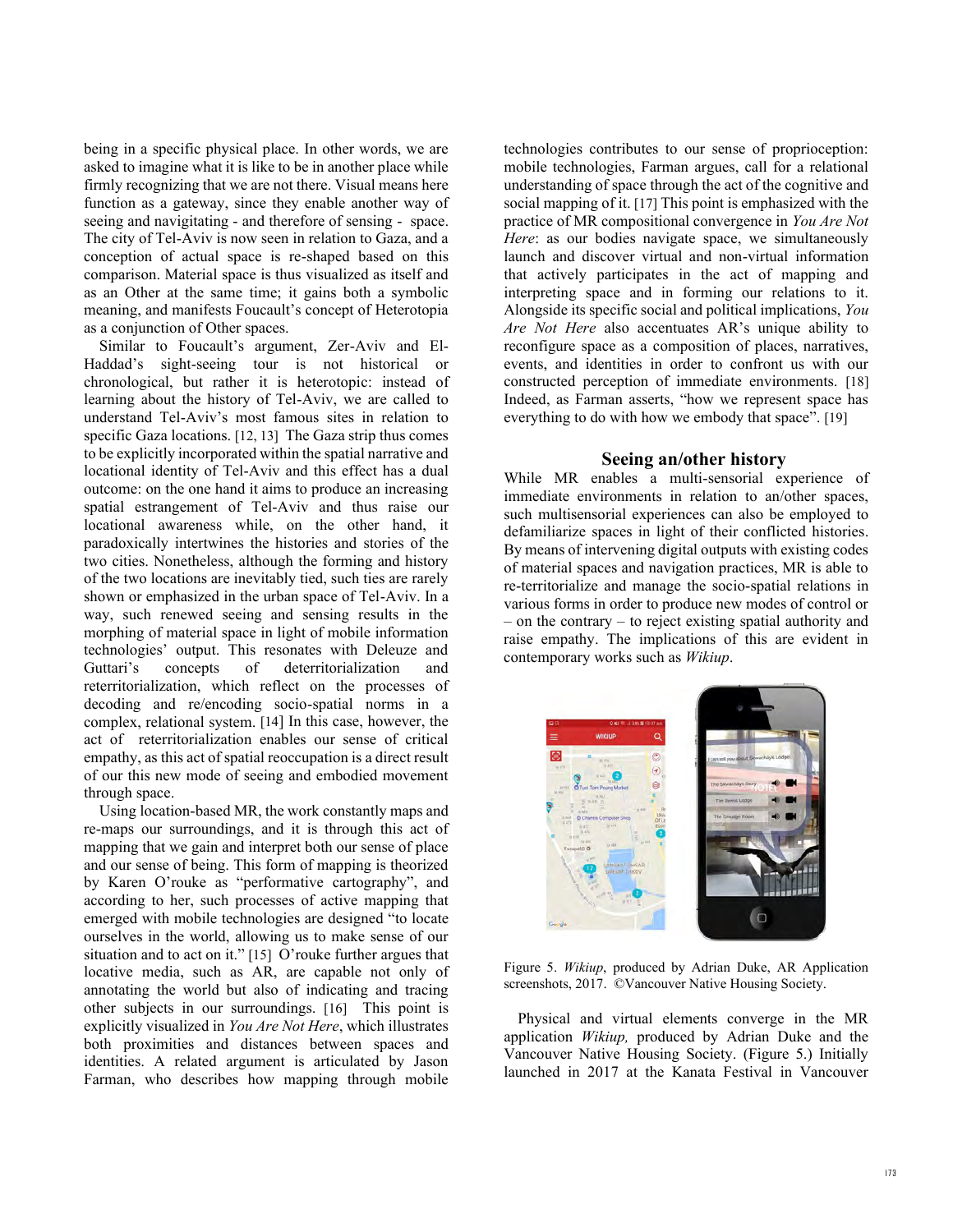being in a specific physical place. In other words, we are asked to imagine what it is like to be in another place while firmly recognizing that we are not there. Visual means here function as a gateway, since they enable another way of seeing and navigating - and therefore of sensing - space. The city of Tel-Aviv is now seen in relation to Gaza, and a conception of actual space is re-shaped based on this comparison. Material space is thus visualized as itself and as an Other at the same time; it gains both a symbolic meaning, and manifests Foucault's concept of Heterotopia as a conjunction of Other spaces.

Similar to Foucault's argument, Zer-Aviv and El-Haddad's sight-seeing tour is not historical or chronological, but rather it is heterotopic: instead of learning about the history of Tel-Aviv, we are called to understand Tel-Aviv's most famous sites in relation to specific Gaza locations. [12, 13] The Gaza strip thus comes to be explicitly incorporated within the spatial narrative and locational identity of Tel-Aviv and this effect has a dual outcome: on the one hand it aims to produce an increasing spatial estrangement of Tel-Aviv and thus raise our locational awareness while, on the other hand, it paradoxically intertwines the histories and stories of the two cities. Nonetheless, although the forming and history of the two locations are inevitably tied, such ties are rarely shown or emphasized in the urban space of Tel-Aviv. In a way, such renewed seeing and sensing results in the morphing of material space in light of mobile information technologies' output. This resonates with Deleuze and Guttari's concepts of deterritorialization and reterritorialization, which reflect on the processes of decoding and re/encoding socio-spatial norms in a complex, relational system. [14] In this case, however, the act of reterritorialization enables our sense of critical empathy, as this act of spatial reoccupation is a direct result of our this new mode of seeing and embodied movement through space.

Using location-based MR, the work constantly maps and re-maps our surroundings, and it is through this act of mapping that we gain and interpret both our sense of place and our sense of being. This form of mapping is theorized by Karen O'rouke as "performative cartography", and according to her, such processes of active mapping that emerged with mobile technologies are designed "to locate ourselves in the world, allowing us to make sense of our situation and to act on it." [15] O'rouke further argues that locative media, such as AR, are capable not only of annotating the world but also of indicating and tracing other subjects in our surroundings. [16] This point is explicitly visualized in *You Are Not Here*, which illustrates both proximities and distances between spaces and identities. A related argument is articulated by Jason Farman, who describes how mapping through mobile technologies contributes to our sense of proprioception: mobile technologies, Farman argues, call for a relational understanding of space through the act of the cognitive and social mapping of it. [17] This point is emphasized with the practice of MR compositional convergence in *You Are Not Here*: as our bodies navigate space, we simultaneously launch and discover virtual and non-virtual information that actively participates in the act of mapping and interpreting space and in forming our relations to it. Alongside its specific social and political implications, *You Are Not Here* also accentuates AR's unique ability to reconfigure space as a composition of places, narratives, events, and identities in order to confront us with our constructed perception of immediate environments. [18] Indeed, as Farman asserts, "how we represent space has everything to do with how we embody that space". [19]

## Seeing an/other history

While MR enables a multi-sensorial experience of immediate environments in relation to an/other spaces, such multisensorial experiences can also be employed to defamiliarize spaces in light of their conflicted histories. By means of intervening digital outputs with existing codes of material spaces and navigation practices, MR is able to re-territorialize and manage the socio-spatial relations in various forms in order to produce new modes of control or – on the contrary – to reject existing spatial authority and raise empathy. The implications of this are evident in contemporary works such as *Wikiup*.

Figure 5. *Wikiup*, produced by Adrian Duke, AR Application screenshots, 2017. ©Vancouver Native Housing Society.

Physical and virtual elements converge in the MR application *Wikiup*, produced by Adrian Duke and the Vancouver Native Housing Society. (Figure 5.) Initially launched in 2017 at the Kanata Festival in Vancouver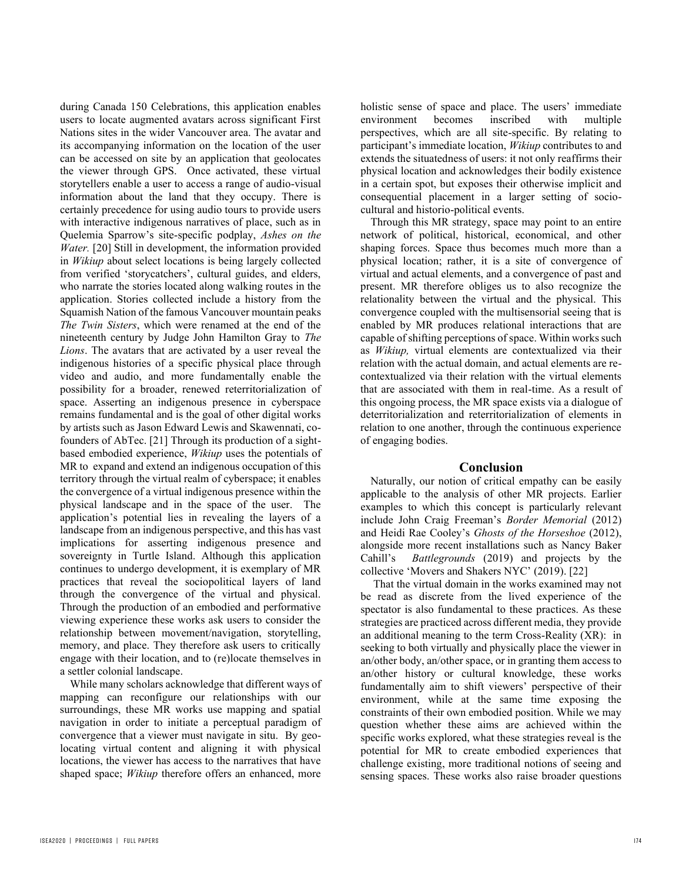during Canada 150 Celebrations, this application enables users to locate augmented avatars across significant First Nations sites in the wider Vancouver area. The avatar and its accompanying information on the location of the user can be accessed on site by an application that geolocates the viewer through GPS. Once activated, these virtual storytellers enable a user to access a range of audio-visual information about the land that they occupy. There is certainly precedence for using audio tours to provide users with interactive indigenous narratives of place, such as in Quelemia Sparrow's site-specific podplay, *Ashes on the Water.* [20] Still in development, the information provided in *Wikiup* about select locations is being largely collected from verified 'storycatchers', cultural guides, and elders, who narrate the stories located along walking routes in the application. Stories collected include a history from the Squamish Nation of the famous Vancouver mountain peaks *The Twin Sisters*, which were renamed at the end of the nineteenth century by Judge John Hamilton Gray to *The Lions*. The avatars that are activated by a user reveal the indigenous histories of a specific place through video and audio, and more fundamentally enable the possibility for a broader, renewed reterritorialization of space. Asserting an indigenous presence in cyberspace remains fundamental and is the goal of other digital works by artists such as Jason Edward Lewis and Skawennati, co-founders of AbTec. [21] Through its production of a sight-based embodied experience, *Wikiup* uses the potentials of MR to expand and extend an indigenous occupation of this territory through the virtual realm of cyberspace; it enables the convergence of a virtual indigenous presence within the physical landscape and in the space of the user. The application's potential lies in revealing the layers of a landscape from an indigenous perspective, and this has vast implications for asserting indigenous presence and sovereignty in Turtle Island. Although this application continues to undergo development, it is exemplary of MR practices that reveal the sociopolitical layers of land through the convergence of the virtual and physical. Through the production of an embodied and performative viewing experience these works ask users to consider the relationship between movement/navigation, storytelling, memory, and place. They therefore ask users to critically engage with their location, and to (re)locate themselves in a settler colonial landscape.

While many scholars acknowledge that different ways of mapping can reconfigure our relationships with our surroundings, these MR works use mapping and spatial navigation in order to initiate a perceptual paradigm of convergence that a viewer must navigate in situ. By geo-locating virtual content and aligning it with physical locations, the viewer has access to the narratives that have shaped space; *Wikiup* therefore offers an enhanced, more holistic sense of space and place. The users' immediate environment becomes inscribed with multiple perspectives, which are all site-specific. By relating to participant's immediate location, *Wikiup* contributes to and extends the situatedness of users: it not only reaffirms their physical location and acknowledges their bodily existence in a certain spot, but exposes their otherwise implicit and consequential placement in a larger setting of socio-cultural and historio-political events.

Through this MR strategy, space may point to an entire network of political, historical, economical, and other shaping forces. Space thus becomes much more than a physical location; rather, it is a site of convergence of virtual and actual elements, and a convergence of past and present. MR therefore obliges us to also recognize the relationality between the virtual and the physical. This convergence coupled with the multisensorial seeing that is enabled by MR produces relational interactions that are capable of shifting perceptions of space. Within works such as *Wikiup,* virtual elements are contextualized via their relation with the actual domain, and actual elements are re-contextualized via their relation with the virtual elements that are associated with them in real-time. As a result of this ongoing process, the MR space exists via a dialogue of deterritorialization and reterritorialization of elements in relation to one another, through the continuous experience of engaging bodies.

## Conclusion

Naturally, our notion of critical empathy can be easily applicable to the analysis of other MR projects. Earlier examples to which this concept is particularly relevant include John Craig Freeman's *Border Memorial* (2012) and Heidi Rae Cooley's *Ghosts of the Horseshoe* (2012), alongside more recent installations such as Nancy Baker Cahill's *Battlegrounds* (2019) and projects by the collective 'Movers and Shakers NYC' (2019). [22]

That the virtual domain in the works examined may not be read as discrete from the lived experience of the spectator is also fundamental to these practices. As these strategies are practiced across different media, they provide an additional meaning to the term Cross-Reality (XR): in seeking to both virtually and physically place the viewer in an/other body, an/other space, or in granting them access to an/other history or cultural knowledge, these works fundamentally aim to shift viewers' perspective of their environment, while at the same time exposing the constraints of their own embodied position. While we may question whether these aims are achieved within the specific works explored, what these strategies reveal is the potential for MR to create embodied experiences that challenge existing, more traditional notions of seeing and sensing spaces. These works also raise broader questions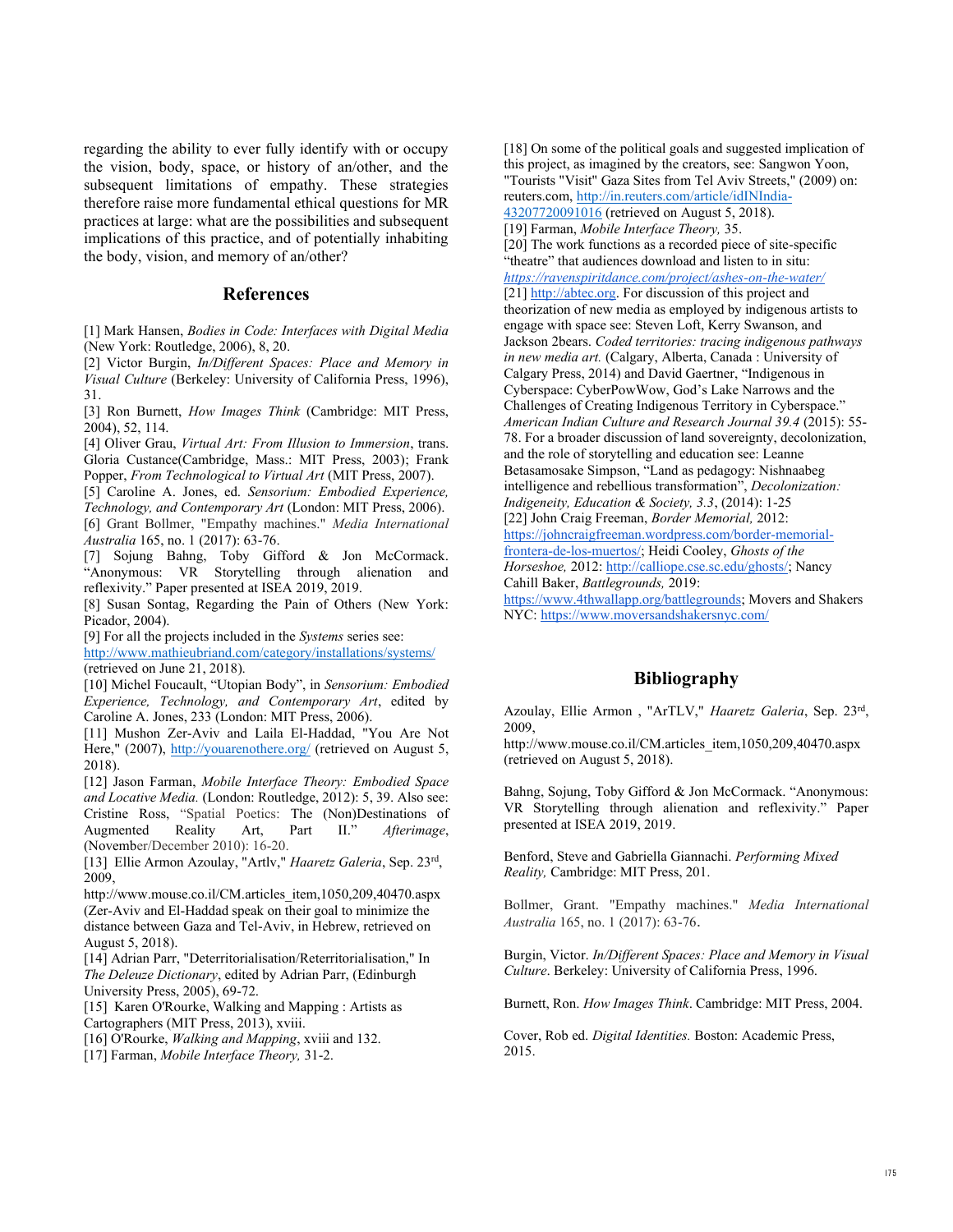regarding the ability to ever fully identify with or occupy the vision, body, space, or history of an/other, and the subsequent limitations of empathy. These strategies therefore raise more fundamental ethical questions for MR practices at large: what are the possibilities and subsequent implications of this practice, and of potentially inhabiting the body, vision, and memory of an/other?

## References

[1] Mark Hansen, *Bodies in Code: Interfaces with Digital Media* (New York: Routledge, 2006), 8, 20.

[2] Victor Burgin, *In/Different Spaces: Place and Memory in Visual Culture* (Berkeley: University of California Press, 1996), 31.

[3] Ron Burnett, *How Images Think* (Cambridge: MIT Press, 2004), 52, 114.

[4] Oliver Grau, *Virtual Art: From Illusion to Immersion*, trans. Gloria Custance(Cambridge, Mass.: MIT Press, 2003); Frank Popper, *From Technological to Virtual Art* (MIT Press, 2007).

[5] Caroline A. Jones, ed. *Sensorium: Embodied Experience, Technology, and Contemporary Art* (London: MIT Press, 2006).

[6] Grant Bollmer, "Empathy machines." *Media International Australia* 165, no. 1 (2017): 63-76.

[7] Sojung Bahng, Toby Gifford & Jon McCormack. "Anonymous: VR Storytelling through alienation and reflexivity." Paper presented at ISEA 2019, 2019.

[8] Susan Sontag, Regarding the Pain of Others (New York: Picador, 2004).

[9] For all the projects included in the *Systems* series see: http://www.mathieubriand.com/category/installations/systems/ (retrieved on June 21, 2018).

[10] Michel Foucault, "Utopian Body", in *Sensorium: Embodied Experience, Technology, and Contemporary Art*, edited by Caroline A. Jones, 233 (London: MIT Press, 2006).

[11] Mushon Zer-Aviv and Laila El-Haddad, "You Are Not Here," (2007), http://youarenothere.org/ (retrieved on August 5, 2018).

[12] Jason Farman, *Mobile Interface Theory: Embodied Space and Locative Media.* (London: Routledge, 2012): 5, 39. Also see: Cristine Ross, "Spatial Poetics: The (Non)Destinations of Augmented Reality Art, Part II." *Afterimage*, (November/December 2010): 16-20.

[13] Ellie Armon Azoulay, "Artlv," *Haaretz Galeria*, Sep. 23rd, 2009, http://www.mouse.co.il/CM.articles_item,1050,209,40470.aspx (Zer-Aviv and El-Haddad speak on their goal to minimize the distance between Gaza and Tel-Aviv, in Hebrew, retrieved on August 5, 2018).

[14] Adrian Parr, "Deterritorialisation/Reterritorialisation," In *The Deleuze Dictionary*, edited by Adrian Parr, (Edinburgh University Press, 2005), 69-72.

[15] Karen O'Rourke, Walking and Mapping : Artists as Cartographers (MIT Press, 2013), xviii.

[16] O'Rourke, *Walking and Mapping*, xviii and 132.

[17] Farman, *Mobile Interface Theory,* 31-2.

[18] On some of the political goals and suggested implication of this project, as imagined by the creators, see: Sangwon Yoon, "Tourists "Visit" Gaza Sites from Tel Aviv Streets," (2009) on: reuters.com, http://in.reuters.com/article/idINIndia-43207720091016 (retrieved on August 5, 2018).

[19] Farman, *Mobile Interface Theory,* 35.

[20] The work functions as a recorded piece of site-specific "theatre" that audiences download and listen to in situ: *https://ravenspiritdance.com/project/ashes-on-the-water/*

[21] http://abtec.org. For discussion of this project and theorization of new media as employed by indigenous artists to engage with space see: Steven Loft, Kerry Swanson, and Jackson 2bears. *Coded territories: tracing indigenous pathways in new media art.* (Calgary, Alberta, Canada : University of Calgary Press, 2014) and David Gaertner, "Indigenous in Cyberspace: CyberPowWow, God's Lake Narrows and the Challenges of Creating Indigenous Territory in Cyberspace." *American Indian Culture and Research Journal 39.4* (2015): 55-78. For a broader discussion of land sovereignty, decolonization, and the role of storytelling and education see: Leanne Betasamosake Simpson, "Land as pedagogy: Nishnaabeg intelligence and rebellious transformation", *Decolonization: Indigeneity, Education & Society, 3.3*, (2014): 1-25

[22] John Craig Freeman, *Border Memorial,* 2012: https://johncraigfreeman.wordpress.com/border-memorial-frontera-de-los-muertos/; Heidi Cooley, *Ghosts of the Horseshoe,* 2012: http://calliope.cse.sc.edu/ghosts/; Nancy Cahill Baker, *Battlegrounds,* 2019: https://www.4thwallapp.org/battlegrounds; Movers and Shakers NYC: https://www.moversandshakersnyc.com/

## Bibliography

Azoulay, Ellie Armon , "ArTLV," *Haaretz Galeria*, Sep. 23rd, 2009, http://www.mouse.co.il/CM.articles_item,1050,209,40470.aspx (retrieved on August 5, 2018).

Bahng, Sojung, Toby Gifford & Jon McCormack. "Anonymous: VR Storytelling through alienation and reflexivity." Paper presented at ISEA 2019, 2019.

Benford, Steve and Gabriella Giannachi. *Performing Mixed Reality,* Cambridge: MIT Press, 201.

Bollmer, Grant. "Empathy machines." *Media International Australia* 165, no. 1 (2017): 63-76.

Burgin, Victor. *In/Different Spaces: Place and Memory in Visual Culture*. Berkeley: University of California Press, 1996.

Burnett, Ron. *How Images Think*. Cambridge: MIT Press, 2004.

Cover, Rob ed. *Digital Identities.* Boston: Academic Press, 2015.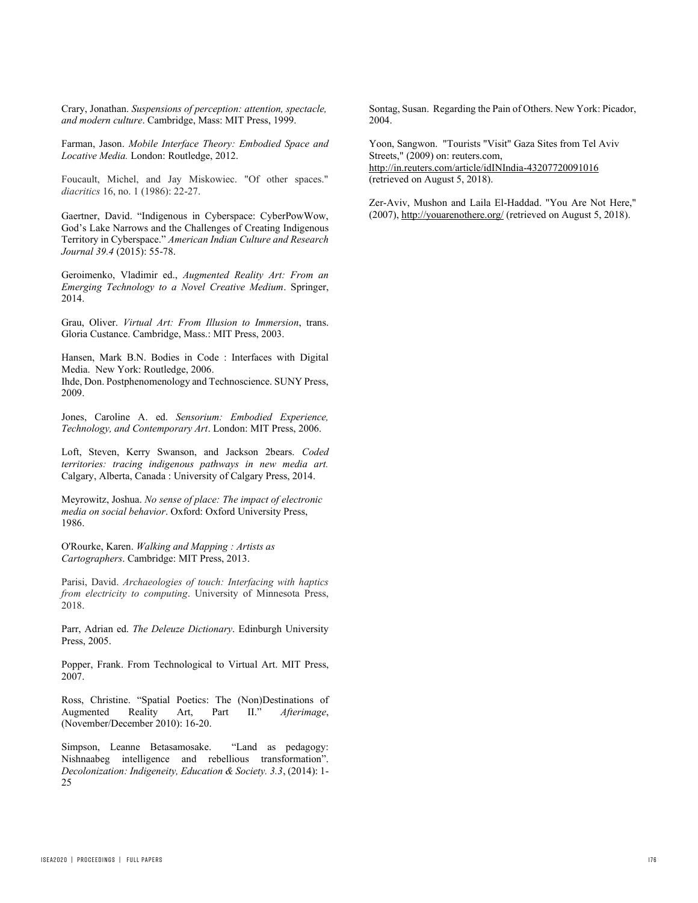Crary, Jonathan. *Suspensions of perception: attention, spectacle, and modern culture*. Cambridge, Mass: MIT Press, 1999.

Farman, Jason. *Mobile Interface Theory: Embodied Space and Locative Media.* London: Routledge, 2012.

Foucault, Michel, and Jay Miskowiec. "Of other spaces." *diacritics* 16, no. 1 (1986): 22-27.

Gaertner, David. "Indigenous in Cyberspace: CyberPowWow, God's Lake Narrows and the Challenges of Creating Indigenous Territory in Cyberspace." *American Indian Culture and Research Journal 39.4* (2015): 55-78.

Geroimenko, Vladimir ed., *Augmented Reality Art: From an Emerging Technology to a Novel Creative Medium*. Springer, 2014.

Grau, Oliver. *Virtual Art: From Illusion to Immersion*, trans. Gloria Custance. Cambridge, Mass.: MIT Press, 2003.

Hansen, Mark B.N. Bodies in Code : Interfaces with Digital Media. New York: Routledge, 2006.
Ihde, Don. Postphenomenology and Technoscience. SUNY Press, 2009.

Jones, Caroline A. ed. *Sensorium: Embodied Experience, Technology, and Contemporary Art*. London: MIT Press, 2006.

Loft, Steven, Kerry Swanson, and Jackson 2bears. *Coded territories: tracing indigenous pathways in new media art.* Calgary, Alberta, Canada : University of Calgary Press, 2014.

Meyrowitz, Joshua. *No sense of place: The impact of electronic media on social behavior*. Oxford: Oxford University Press, 1986.

O'Rourke, Karen. *Walking and Mapping : Artists as Cartographers*. Cambridge: MIT Press, 2013.

Parisi, David. *Archaeologies of touch: Interfacing with haptics from electricity to computing*. University of Minnesota Press, 2018.

Parr, Adrian ed. *The Deleuze Dictionary*. Edinburgh University Press, 2005.

Popper, Frank. From Technological to Virtual Art. MIT Press, 2007.

Ross, Christine. "Spatial Poetics: The (Non)Destinations of Augmented Reality Art, Part II." *Afterimage*, (November/December 2010): 16-20.

Simpson, Leanne Betasamosake. "Land as pedagogy: Nishnaabeg intelligence and rebellious transformation". *Decolonization: Indigeneity, Education & Society. 3.3*, (2014): 1-25

Sontag, Susan. Regarding the Pain of Others. New York: Picador, 2004.

Yoon, Sangwon. "Tourists "Visit" Gaza Sites from Tel Aviv Streets," (2009) on: reuters.com, http://in.reuters.com/article/idINIndia-43207720091016 (retrieved on August 5, 2018).

Zer-Aviv, Mushon and Laila El-Haddad. "You Are Not Here," (2007), http://youarenothere.org/ (retrieved on August 5, 2018).